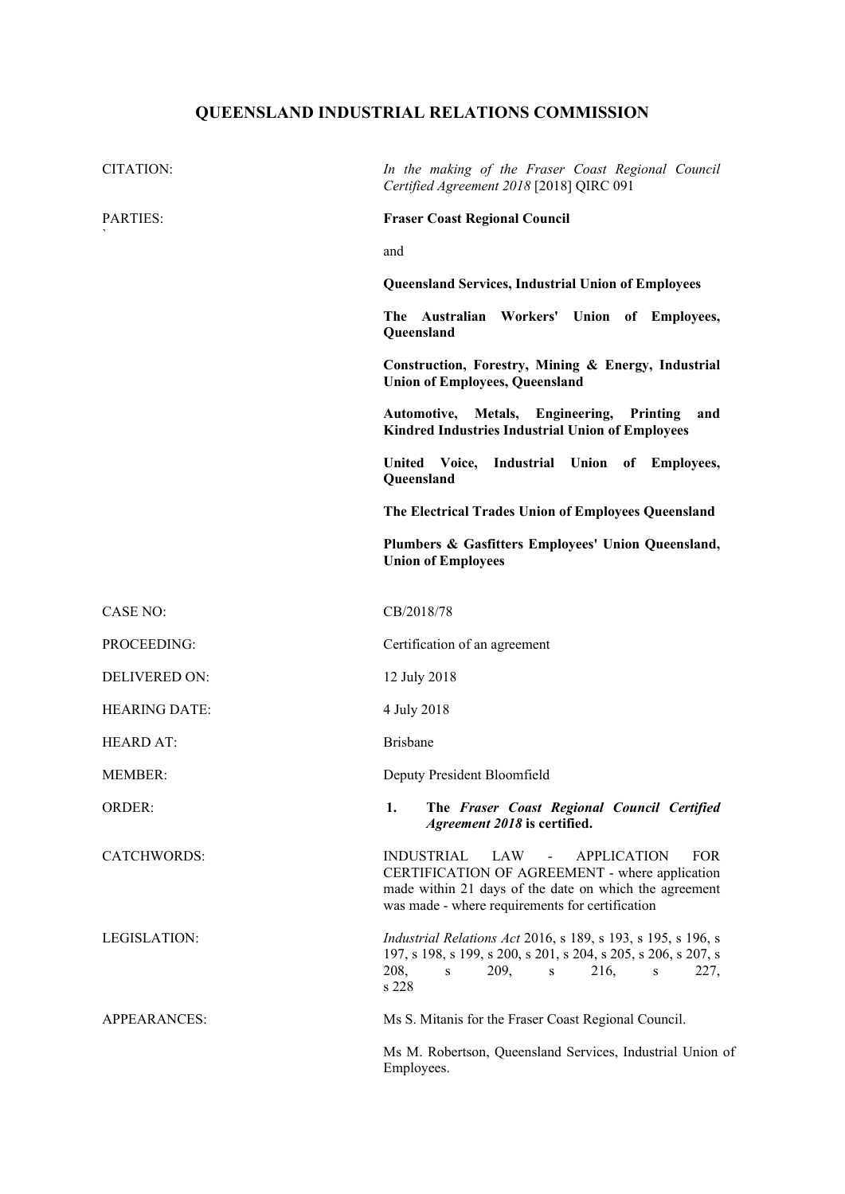# QUEENSLAND INDUSTRIAL RELATIONS COMMISSION

| | |
|---|---|
| CITATION: | *In the making of the Fraser Coast Regional Council Certified Agreement 2018* [2018] QIRC 091 |
| PARTIES: | **Fraser Coast Regional Council**<br><br>and<br><br>**Queensland Services, Industrial Union of Employees**<br><br>**The Australian Workers' Union of Employees, Queensland**<br><br>**Construction, Forestry, Mining & Energy, Industrial Union of Employees, Queensland**<br><br>**Automotive, Metals, Engineering, Printing and Kindred Industries Industrial Union of Employees**<br><br>**United Voice, Industrial Union of Employees, Queensland**<br><br>**The Electrical Trades Union of Employees Queensland**<br><br>**Plumbers & Gasfitters Employees' Union Queensland, Union of Employees** |
| CASE NO: | CB/2018/78 |
| PROCEEDING: | Certification of an agreement |
| DELIVERED ON: | 12 July 2018 |
| HEARING DATE: | 4 July 2018 |
| HEARD AT: | Brisbane |
| MEMBER: | Deputy President Bloomfield |
| ORDER: | **1. The *Fraser Coast Regional Council Certified Agreement 2018* is certified.** |
| CATCHWORDS: | INDUSTRIAL LAW - APPLICATION FOR CERTIFICATION OF AGREEMENT - where application made within 21 days of the date on which the agreement was made - where requirements for certification |
| LEGISLATION: | *Industrial Relations Act* 2016, s 189, s 193, s 195, s 196, s 197, s 198, s 199, s 200, s 201, s 204, s 205, s 206, s 207, s 208, s 209, s 216, s 227, s 228 |
| APPEARANCES: | Ms S. Mitanis for the Fraser Coast Regional Council.<br><br>Ms M. Robertson, Queensland Services, Industrial Union of Employees. |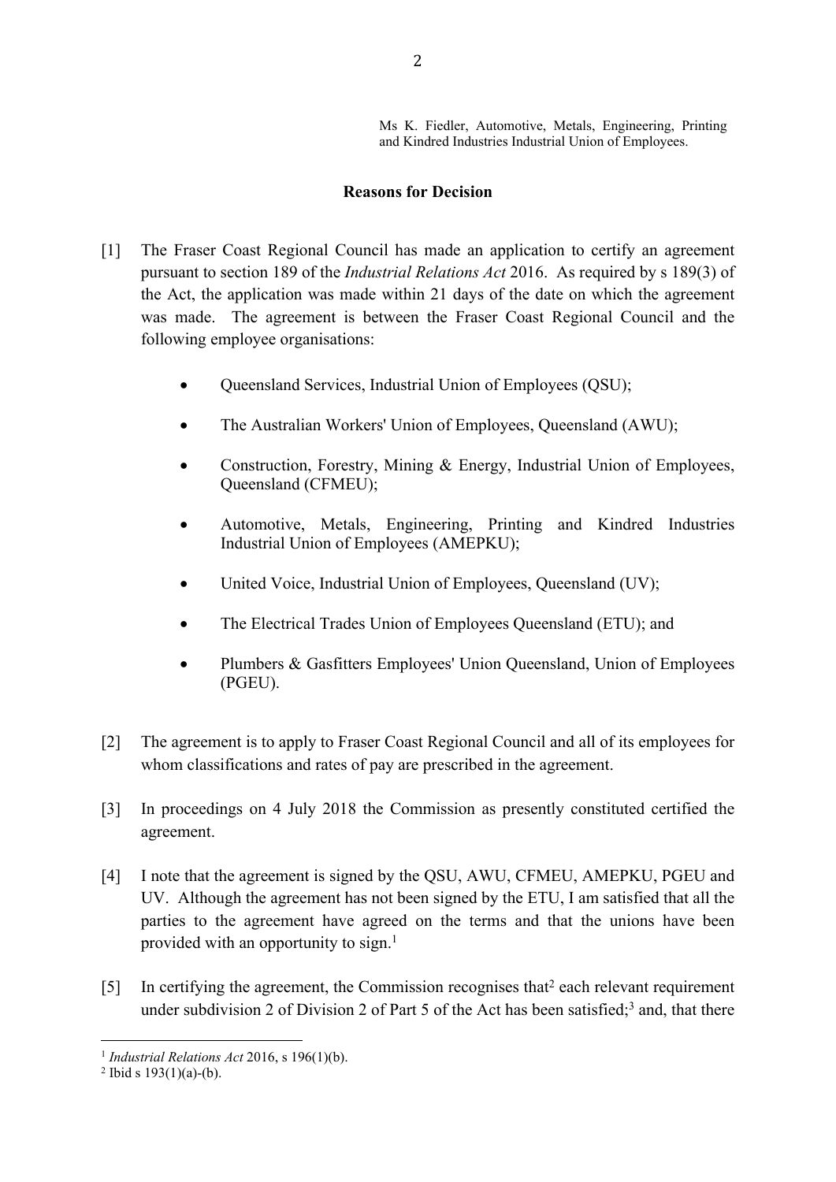Ms K. Fiedler, Automotive, Metals, Engineering, Printing and Kindred Industries Industrial Union of Employees.

**Reasons for Decision**

[1] The Fraser Coast Regional Council has made an application to certify an agreement pursuant to section 189 of the *Industrial Relations Act* 2016. As required by s 189(3) of the Act, the application was made within 21 days of the date on which the agreement was made. The agreement is between the Fraser Coast Regional Council and the following employee organisations:

- Queensland Services, Industrial Union of Employees (QSU);
- The Australian Workers' Union of Employees, Queensland (AWU);
- Construction, Forestry, Mining & Energy, Industrial Union of Employees, Queensland (CFMEU);
- Automotive, Metals, Engineering, Printing and Kindred Industries Industrial Union of Employees (AMEPKU);
- United Voice, Industrial Union of Employees, Queensland (UV);
- The Electrical Trades Union of Employees Queensland (ETU); and
- Plumbers & Gasfitters Employees' Union Queensland, Union of Employees (PGEU).

[2] The agreement is to apply to Fraser Coast Regional Council and all of its employees for whom classifications and rates of pay are prescribed in the agreement.

[3] In proceedings on 4 July 2018 the Commission as presently constituted certified the agreement.

[4] I note that the agreement is signed by the QSU, AWU, CFMEU, AMEPKU, PGEU and UV. Although the agreement has not been signed by the ETU, I am satisfied that all the parties to the agreement have agreed on the terms and that the unions have been provided with an opportunity to sign.[1]

[5] In certifying the agreement, the Commission recognises that[2] each relevant requirement under subdivision 2 of Division 2 of Part 5 of the Act has been satisfied;[3] and, that there

[1] *Industrial Relations Act* 2016, s 196(1)(b).

[2] Ibid s 193(1)(a)-(b).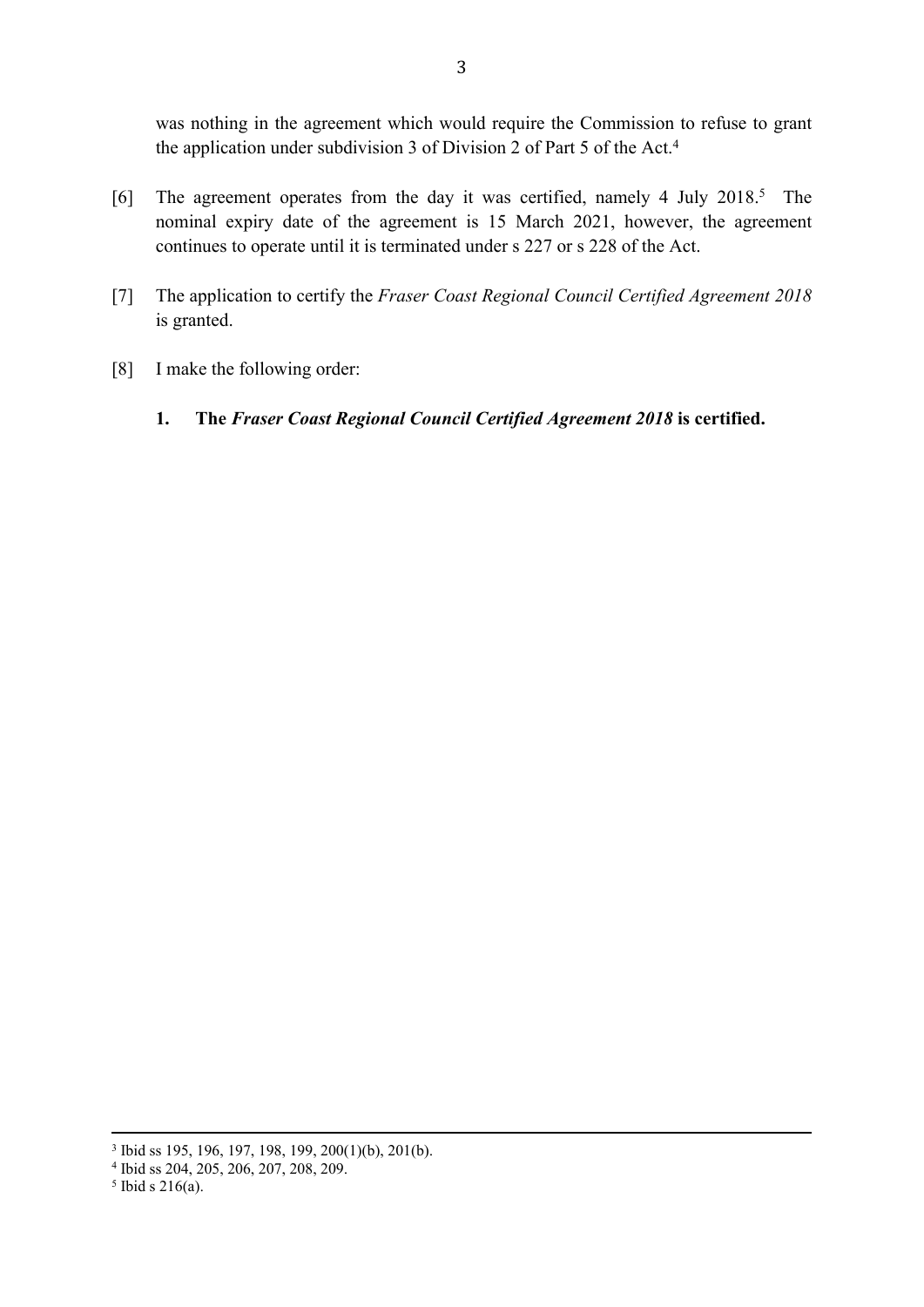was nothing in the agreement which would require the Commission to refuse to grant the application under subdivision 3 of Division 2 of Part 5 of the Act.[4]

[6] The agreement operates from the day it was certified, namely 4 July 2018.[5] The nominal expiry date of the agreement is 15 March 2021, however, the agreement continues to operate until it is terminated under s 227 or s 228 of the Act.

[7] The application to certify the *Fraser Coast Regional Council Certified Agreement 2018* is granted.

[8] I make the following order:

**1. The *Fraser Coast Regional Council Certified Agreement 2018* is certified.**

---

[3] Ibid ss 195, 196, 197, 198, 199, 200(1)(b), 201(b).

[4] Ibid ss 204, 205, 206, 207, 208, 209.

[5] Ibid s 216(a).